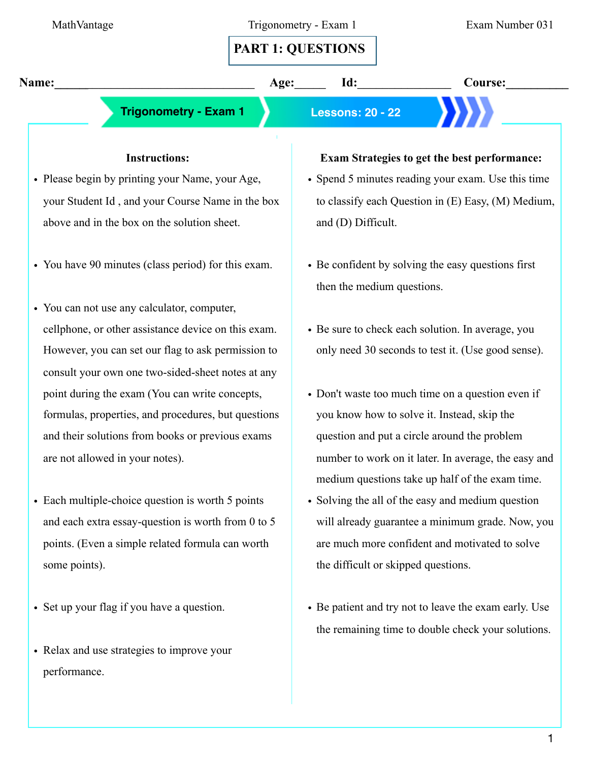# PART 1: QUESTIONS

**Name:**______________________________ **Age:**_____ **Id:**_______________ **Course:**__________

**Trigonometry - Exam 1** | **Lessons: 20 - 22**

### Instructions:

- Please begin by printing your Name, your Age, your Student Id , and your Course Name in the box above and in the box on the solution sheet.
- You have 90 minutes (class period) for this exam.
- You can not use any calculator, computer, cellphone, or other assistance device on this exam. However, you can set our flag to ask permission to consult your own one two-sided-sheet notes at any point during the exam (You can write concepts, formulas, properties, and procedures, but questions and their solutions from books or previous exams are not allowed in your notes).
- Each multiple-choice question is worth 5 points and each extra essay-question is worth from 0 to 5 points. (Even a simple related formula can worth some points).
- Set up your flag if you have a question.
- Relax and use strategies to improve your performance.

### Exam Strategies to get the best performance:

- Spend 5 minutes reading your exam. Use this time to classify each Question in (E) Easy, (M) Medium, and (D) Difficult.
- Be confident by solving the easy questions first then the medium questions.
- Be sure to check each solution. In average, you only need 30 seconds to test it. (Use good sense).
- Don't waste too much time on a question even if you know how to solve it. Instead, skip the question and put a circle around the problem number to work on it later. In average, the easy and medium questions take up half of the exam time.
- Solving the all of the easy and medium question will already guarantee a minimum grade. Now, you are much more confident and motivated to solve the difficult or skipped questions.
- Be patient and try not to leave the exam early. Use the remaining time to double check your solutions.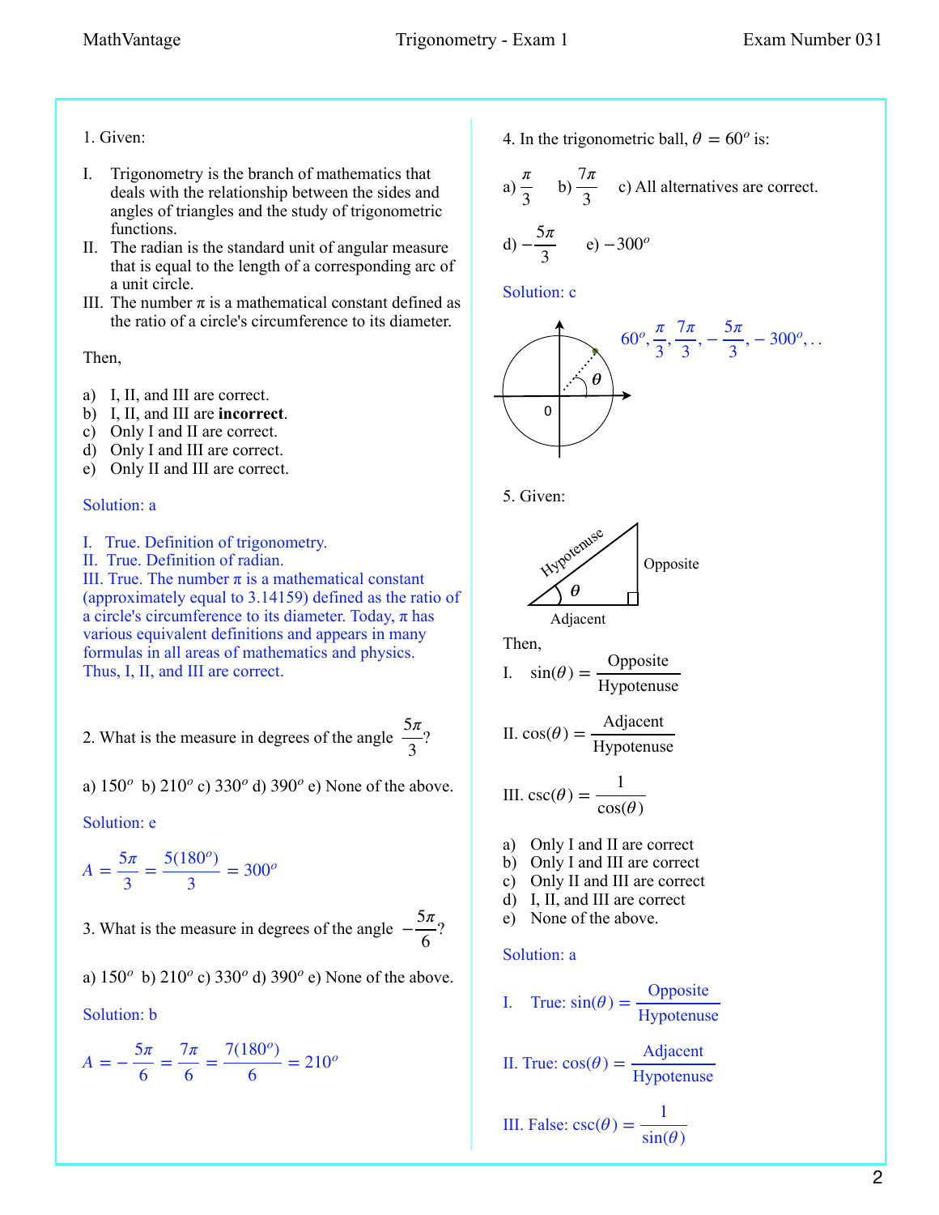1. Given:

I. Trigonometry is the branch of mathematics that deals with the relationship between the sides and angles of triangles and the study of trigonometric functions.
II. The radian is the standard unit of angular measure that is equal to the length of a corresponding arc of a unit circle.
III. The number π is a mathematical constant defined as the ratio of a circle's circumference to its diameter.

Then,

a) I, II, and III are correct.
b) I, II, and III are **incorrect**.
c) Only I and II are correct.
d) Only I and III are correct.
e) Only II and III are correct.

Solution: a

I. True. Definition of trigonometry.
II. True. Definition of radian.
III. True. The number π is a mathematical constant (approximately equal to 3.14159) defined as the ratio of a circle's circumference to its diameter. Today, π has various equivalent definitions and appears in many formulas in all areas of mathematics and physics.
Thus, I, II, and III are correct.

2. What is the measure in degrees of the angle $\frac{5\pi}{3}$?

a) $150^o$ b) $210^o$ c) $330^o$ d) $390^o$ e) None of the above.

Solution: e

$$A = \frac{5\pi}{3} = \frac{5(180^o)}{3} = 300^o$$

3. What is the measure in degrees of the angle $-\frac{5\pi}{6}$?

a) $150^o$ b) $210^o$ c) $330^o$ d) $390^o$ e) None of the above.

Solution: b

$$A = -\frac{5\pi}{6} = \frac{7\pi}{6} = \frac{7(180^o)}{6} = 210^o$$

4. In the trigonometric ball, $\theta = 60^o$ is:

a) $\frac{\pi}{3}$ b) $\frac{7\pi}{3}$ c) All alternatives are correct.

d) $-\frac{5\pi}{3}$ e) $-300^o$

Solution: c

$$60^o, \frac{\pi}{3}, \frac{7\pi}{3}, -\frac{5\pi}{3}, -300^o, ..$$

5. Given:

(Right triangle with angle $\theta$, sides labeled Hypotenuse, Opposite, Adjacent.)

Then,

I. $\sin(\theta) = \frac{\text{Opposite}}{\text{Hypotenuse}}$

II. $\cos(\theta) = \frac{\text{Adjacent}}{\text{Hypotenuse}}$

III. $\csc(\theta) = \frac{1}{\cos(\theta)}$

a) Only I and II are correct
b) Only I and III are correct
c) Only II and III are correct
d) I, II, and III are correct
e) None of the above.

Solution: a

I. True: $\sin(\theta) = \frac{\text{Opposite}}{\text{Hypotenuse}}$

II. True: $\cos(\theta) = \frac{\text{Adjacent}}{\text{Hypotenuse}}$

III. False: $\csc(\theta) = \frac{1}{\sin(\theta)}$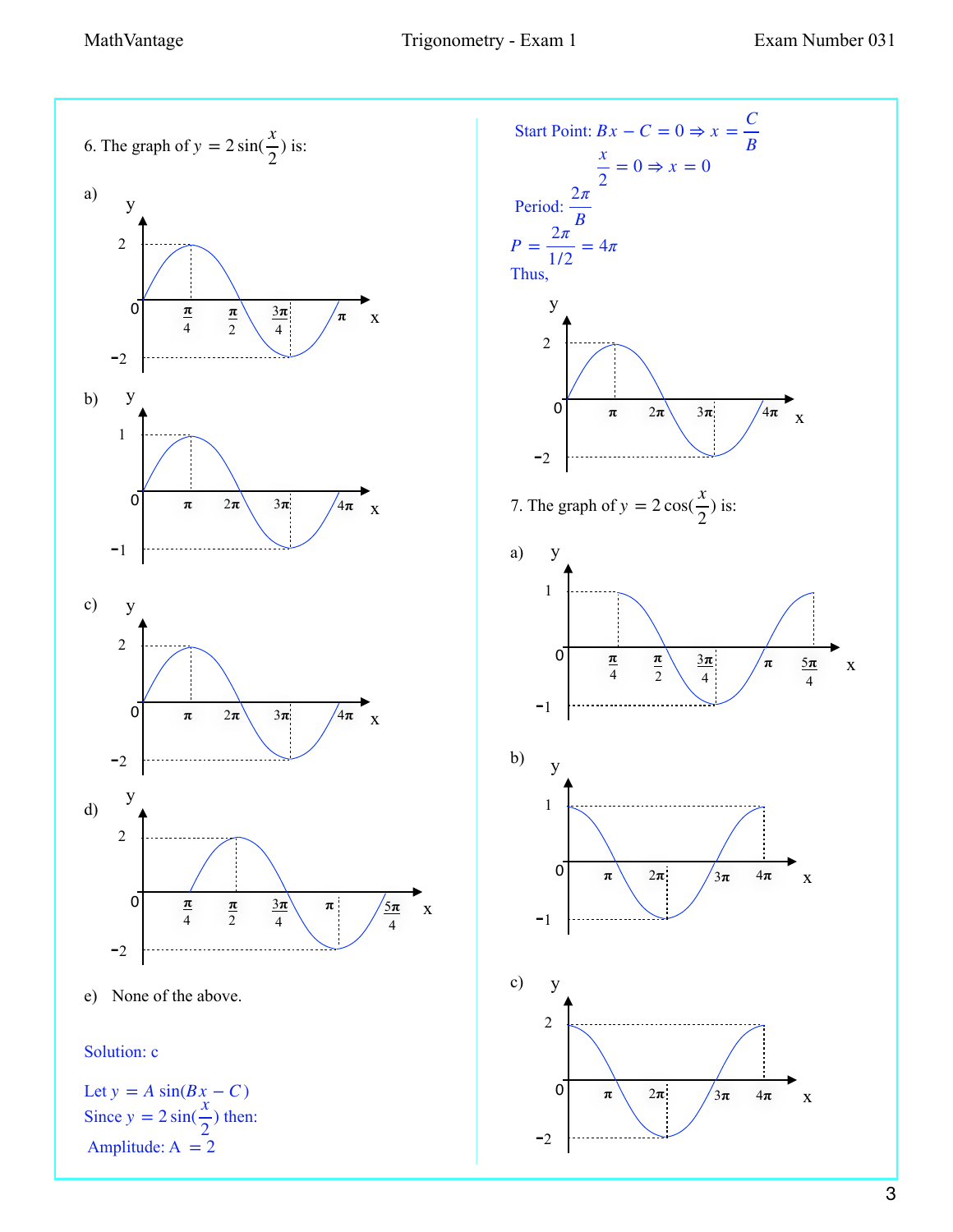6. The graph of $y = 2\sin(\frac{x}{2})$ is:

a)

b)

c)

d)

e) None of the above.

Solution: c

Let $y = A\sin(Bx - C)$

Since $y = 2\sin(\frac{x}{2})$ then:

Amplitude: $A = 2$

Start Point: $Bx - C = 0 \Rightarrow x = \frac{C}{B}$

$\frac{x}{2} = 0 \Rightarrow x = 0$

Period: $\frac{2\pi}{B}$

$P = \frac{2\pi}{1/2} = 4\pi$

Thus,

7. The graph of $y = 2\cos(\frac{x}{2})$ is:

a)

b)

c)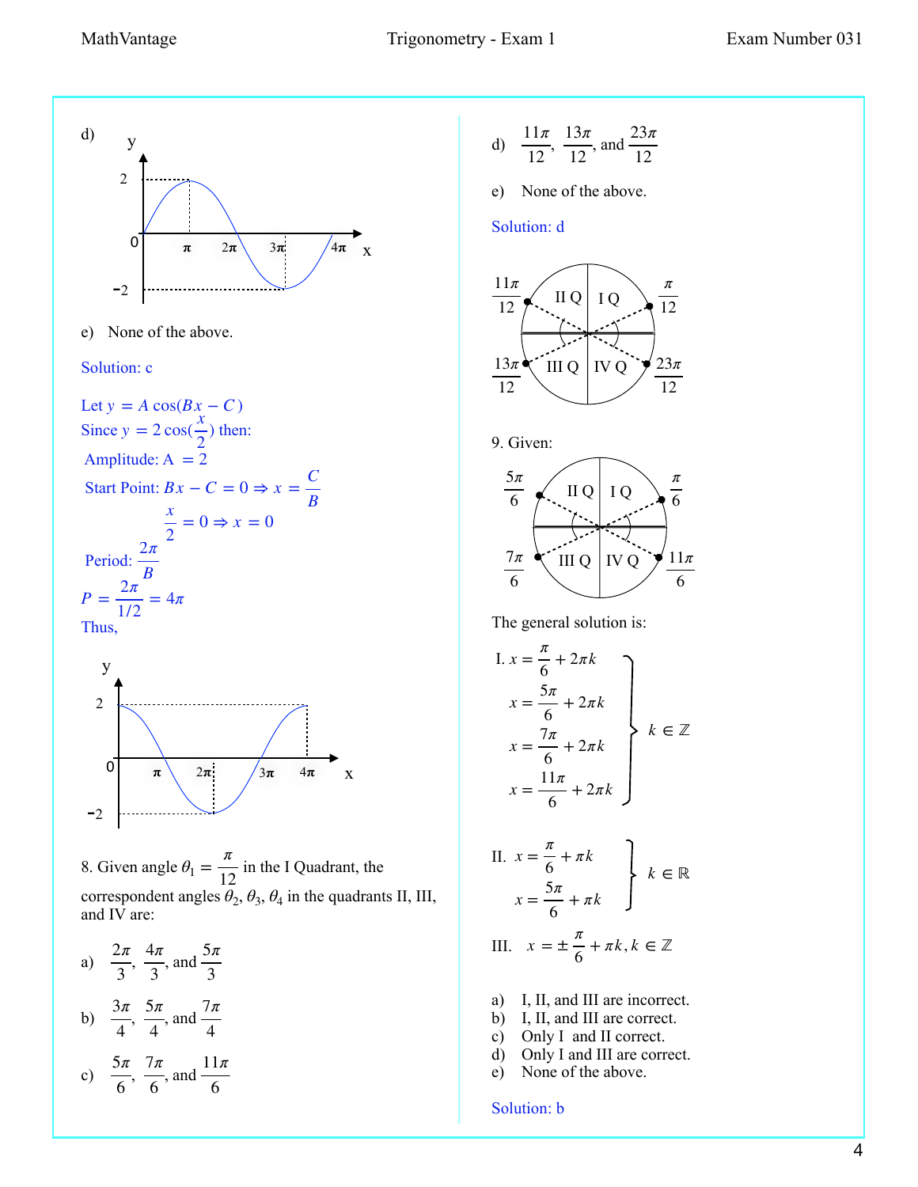d)

e) None of the above.

Solution: c

Let $y = A\cos(Bx - C)$

Since $y = 2\cos(\frac{x}{2})$ then:

Amplitude: $A = 2$

Start Point: $Bx - C = 0 \Rightarrow x = \frac{C}{B}$

$\frac{x}{2} = 0 \Rightarrow x = 0$

Period: $\frac{2\pi}{B}$

$P = \frac{2\pi}{1/2} = 4\pi$

Thus,

8. Given angle $\theta_1 = \frac{\pi}{12}$ in the I Quadrant, the correspondent angles $\theta_2, \theta_3, \theta_4$ in the quadrants II, III, and IV are:

a) $\frac{2\pi}{3}, \frac{4\pi}{3}$, and $\frac{5\pi}{3}$

b) $\frac{3\pi}{4}, \frac{5\pi}{4}$, and $\frac{7\pi}{4}$

c) $\frac{5\pi}{6}, \frac{7\pi}{6}$, and $\frac{11\pi}{6}$

d) $\frac{11\pi}{12}, \frac{13\pi}{12}$, and $\frac{23\pi}{12}$

e) None of the above.

Solution: d

9. Given:

The general solution is:

I.
$$\left.\begin{aligned} x &= \frac{\pi}{6} + 2\pi k \\ x &= \frac{5\pi}{6} + 2\pi k \\ x &= \frac{7\pi}{6} + 2\pi k \\ x &= \frac{11\pi}{6} + 2\pi k \end{aligned}\right\} k \in \mathbb{Z}$$

II.
$$\left.\begin{aligned} x &= \frac{\pi}{6} + \pi k \\ x &= \frac{5\pi}{6} + \pi k \end{aligned}\right\} k \in \mathbb{R}$$

III. $x = \pm\frac{\pi}{6} + \pi k, k \in \mathbb{Z}$

a) I, II, and III are incorrect.
b) I, II, and III are correct.
c) Only I and II correct.
d) Only I and III are correct.
e) None of the above.

Solution: b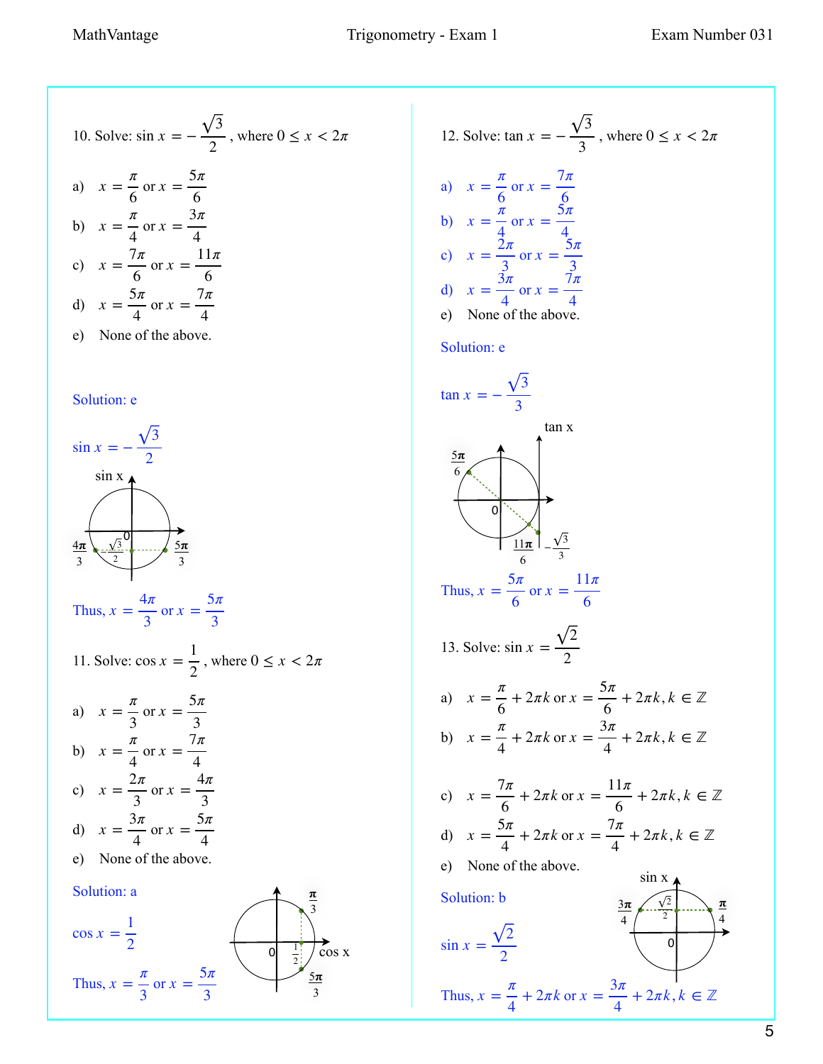10. Solve: $\sin x = -\dfrac{\sqrt{3}}{2}$, where $0 \le x < 2\pi$

a) $x = \dfrac{\pi}{6}$ or $x = \dfrac{5\pi}{6}$

b) $x = \dfrac{\pi}{4}$ or $x = \dfrac{3\pi}{4}$

c) $x = \dfrac{7\pi}{6}$ or $x = \dfrac{11\pi}{6}$

d) $x = \dfrac{5\pi}{4}$ or $x = \dfrac{7\pi}{4}$

e) None of the above.

Solution: e

$\sin x = -\dfrac{\sqrt{3}}{2}$

Thus, $x = \dfrac{4\pi}{3}$ or $x = \dfrac{5\pi}{3}$

11. Solve: $\cos x = \dfrac{1}{2}$, where $0 \le x < 2\pi$

a) $x = \dfrac{\pi}{3}$ or $x = \dfrac{5\pi}{3}$

b) $x = \dfrac{\pi}{4}$ or $x = \dfrac{7\pi}{4}$

c) $x = \dfrac{2\pi}{3}$ or $x = \dfrac{4\pi}{3}$

d) $x = \dfrac{3\pi}{4}$ or $x = \dfrac{5\pi}{4}$

e) None of the above.

Solution: a

$\cos x = \dfrac{1}{2}$

Thus, $x = \dfrac{\pi}{3}$ or $x = \dfrac{5\pi}{3}$

12. Solve: $\tan x = -\dfrac{\sqrt{3}}{3}$, where $0 \le x < 2\pi$

a) $x = \dfrac{\pi}{6}$ or $x = \dfrac{7\pi}{6}$

b) $x = \dfrac{\pi}{4}$ or $x = \dfrac{5\pi}{4}$

c) $x = \dfrac{2\pi}{3}$ or $x = \dfrac{5\pi}{3}$

d) $x = \dfrac{3\pi}{4}$ or $x = \dfrac{7\pi}{4}$

e) None of the above.

Solution: e

$\tan x = -\dfrac{\sqrt{3}}{3}$

Thus, $x = \dfrac{5\pi}{6}$ or $x = \dfrac{11\pi}{6}$

13. Solve: $\sin x = \dfrac{\sqrt{2}}{2}$

a) $x = \dfrac{\pi}{6} + 2\pi k$ or $x = \dfrac{5\pi}{6} + 2\pi k, k \in \mathbb{Z}$

b) $x = \dfrac{\pi}{4} + 2\pi k$ or $x = \dfrac{3\pi}{4} + 2\pi k, k \in \mathbb{Z}$

c) $x = \dfrac{7\pi}{6} + 2\pi k$ or $x = \dfrac{11\pi}{6} + 2\pi k, k \in \mathbb{Z}$

d) $x = \dfrac{5\pi}{4} + 2\pi k$ or $x = \dfrac{7\pi}{4} + 2\pi k, k \in \mathbb{Z}$

e) None of the above.

Solution: b

$\sin x = \dfrac{\sqrt{2}}{2}$

Thus, $x = \dfrac{\pi}{4} + 2\pi k$ or $x = \dfrac{3\pi}{4} + 2\pi k, k \in \mathbb{Z}$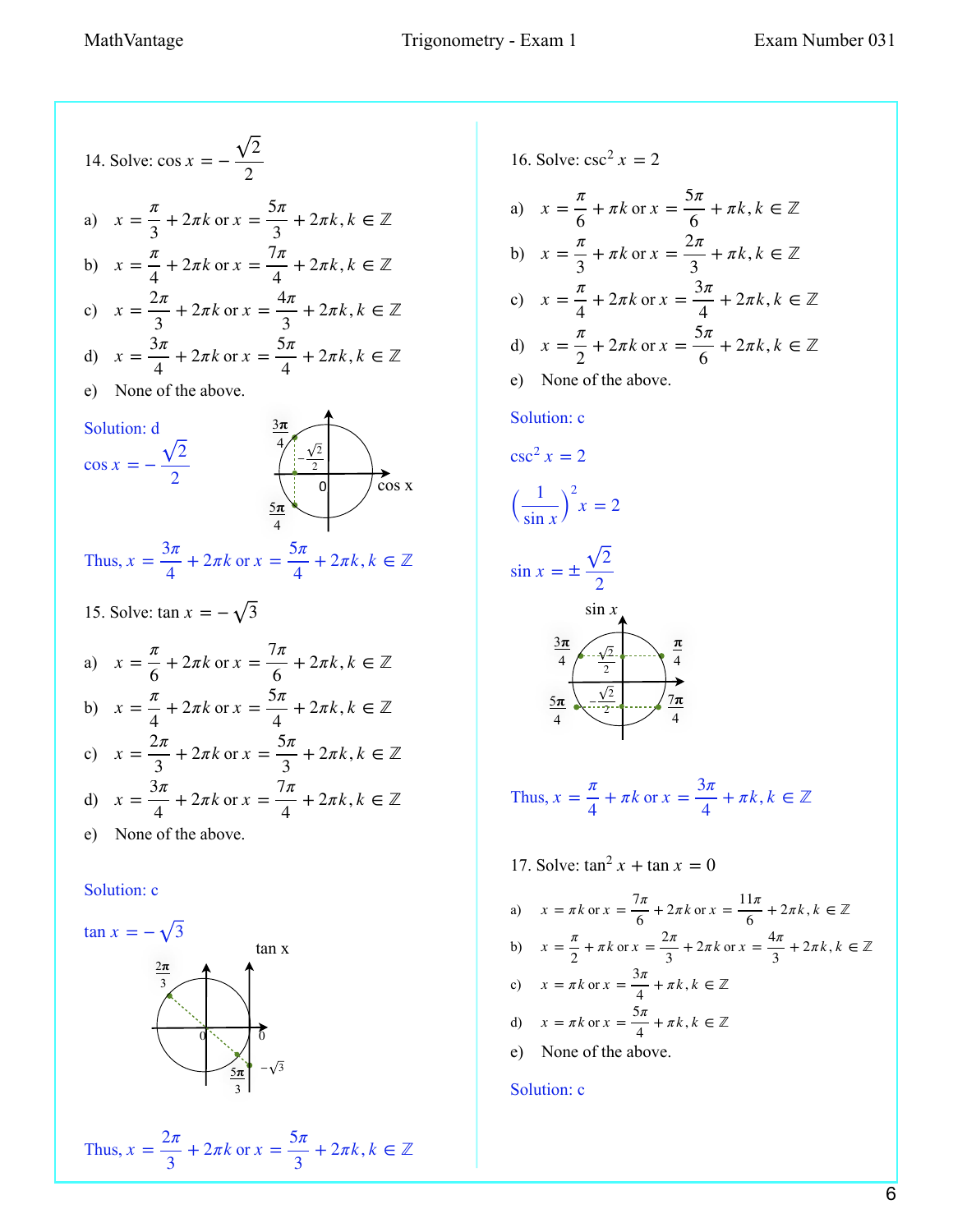14. Solve: $\cos x = -\dfrac{\sqrt{2}}{2}$

a) $x = \dfrac{\pi}{3} + 2\pi k$ or $x = \dfrac{5\pi}{3} + 2\pi k, k \in \mathbb{Z}$

b) $x = \dfrac{\pi}{4} + 2\pi k$ or $x = \dfrac{7\pi}{4} + 2\pi k, k \in \mathbb{Z}$

c) $x = \dfrac{2\pi}{3} + 2\pi k$ or $x = \dfrac{4\pi}{3} + 2\pi k, k \in \mathbb{Z}$

d) $x = \dfrac{3\pi}{4} + 2\pi k$ or $x = \dfrac{5\pi}{4} + 2\pi k, k \in \mathbb{Z}$

e) None of the above.

Solution: d

$\cos x = -\dfrac{\sqrt{2}}{2}$

Thus, $x = \dfrac{3\pi}{4} + 2\pi k$ or $x = \dfrac{5\pi}{4} + 2\pi k, k \in \mathbb{Z}$

15. Solve: $\tan x = -\sqrt{3}$

a) $x = \dfrac{\pi}{6} + 2\pi k$ or $x = \dfrac{7\pi}{6} + 2\pi k, k \in \mathbb{Z}$

b) $x = \dfrac{\pi}{4} + 2\pi k$ or $x = \dfrac{5\pi}{4} + 2\pi k, k \in \mathbb{Z}$

c) $x = \dfrac{2\pi}{3} + 2\pi k$ or $x = \dfrac{5\pi}{3} + 2\pi k, k \in \mathbb{Z}$

d) $x = \dfrac{3\pi}{4} + 2\pi k$ or $x = \dfrac{7\pi}{4} + 2\pi k, k \in \mathbb{Z}$

e) None of the above.

Solution: c

$\tan x = -\sqrt{3}$

Thus, $x = \dfrac{2\pi}{3} + 2\pi k$ or $x = \dfrac{5\pi}{3} + 2\pi k, k \in \mathbb{Z}$

16. Solve: $\csc^2 x = 2$

a) $x = \dfrac{\pi}{6} + \pi k$ or $x = \dfrac{5\pi}{6} + \pi k, k \in \mathbb{Z}$

b) $x = \dfrac{\pi}{3} + \pi k$ or $x = \dfrac{2\pi}{3} + \pi k, k \in \mathbb{Z}$

c) $x = \dfrac{\pi}{4} + 2\pi k$ or $x = \dfrac{3\pi}{4} + 2\pi k, k \in \mathbb{Z}$

d) $x = \dfrac{\pi}{2} + 2\pi k$ or $x = \dfrac{5\pi}{6} + 2\pi k, k \in \mathbb{Z}$

e) None of the above.

Solution: c

$\csc^2 x = 2$

$\left(\dfrac{1}{\sin x}\right)^2 x = 2$

$\sin x = \pm\dfrac{\sqrt{2}}{2}$

Thus, $x = \dfrac{\pi}{4} + \pi k$ or $x = \dfrac{3\pi}{4} + \pi k, k \in \mathbb{Z}$

17. Solve: $\tan^2 x + \tan x = 0$

a) $x = \pi k$ or $x = \dfrac{7\pi}{6} + 2\pi k$ or $x = \dfrac{11\pi}{6} + 2\pi k, k \in \mathbb{Z}$

b) $x = \dfrac{\pi}{2} + \pi k$ or $x = \dfrac{2\pi}{3} + 2\pi k$ or $x = \dfrac{4\pi}{3} + 2\pi k, k \in \mathbb{Z}$

c) $x = \pi k$ or $x = \dfrac{3\pi}{4} + \pi k, k \in \mathbb{Z}$

d) $x = \pi k$ or $x = \dfrac{5\pi}{4} + \pi k, k \in \mathbb{Z}$

e) None of the above.

Solution: c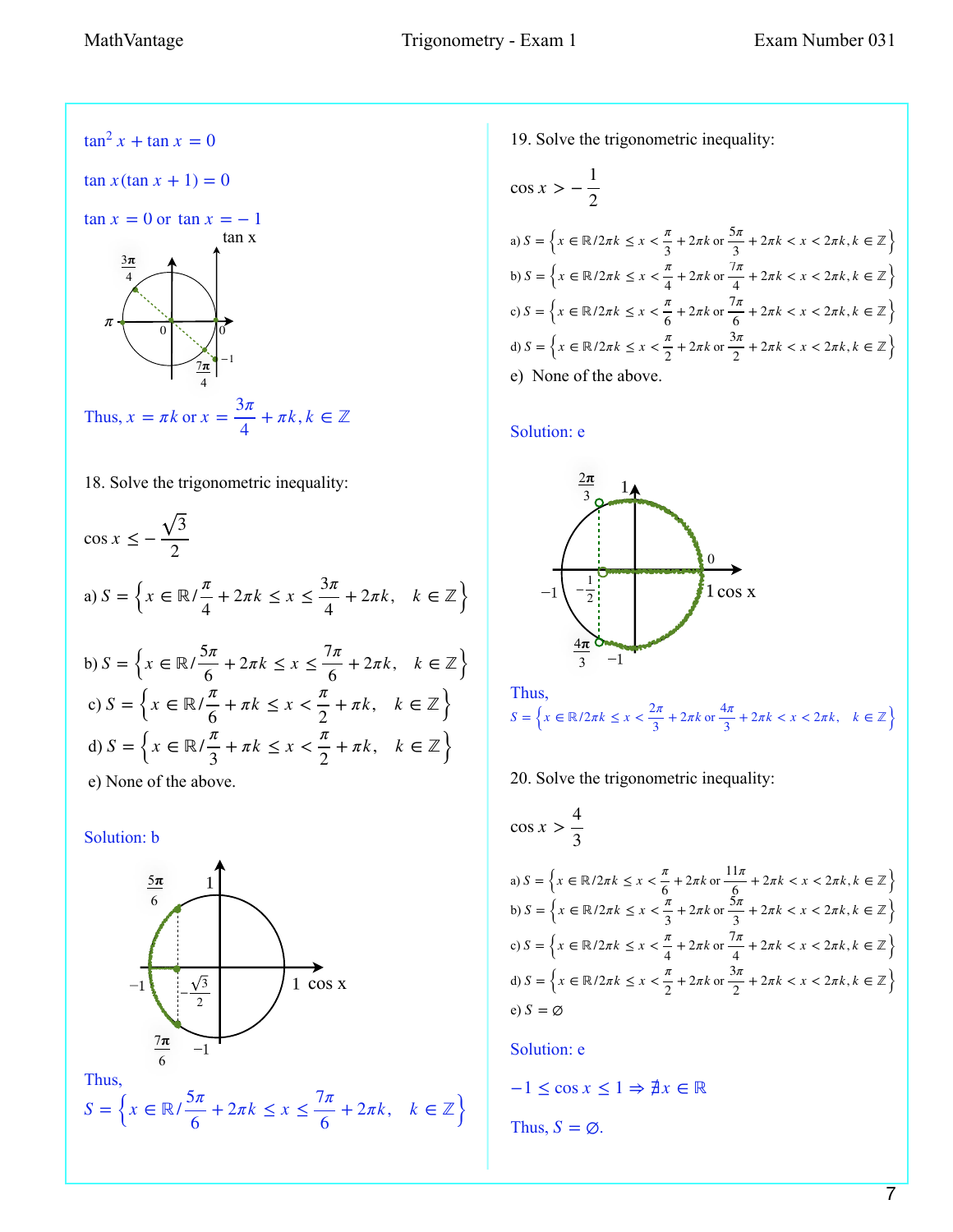$\tan^2 x + \tan x = 0$

$\tan x(\tan x + 1) = 0$

$\tan x = 0$ or $\tan x = -1$

Thus, $x = \pi k$ or $x = \dfrac{3\pi}{4} + \pi k, k \in \mathbb{Z}$

18. Solve the trigonometric inequality:

$$\cos x \leq -\frac{\sqrt{3}}{2}$$

a) $S = \left\{x \in \mathbb{R} / \dfrac{\pi}{4} + 2\pi k \leq x \leq \dfrac{3\pi}{4} + 2\pi k, \quad k \in \mathbb{Z}\right\}$

b) $S = \left\{x \in \mathbb{R} / \dfrac{5\pi}{6} + 2\pi k \leq x \leq \dfrac{7\pi}{6} + 2\pi k, \quad k \in \mathbb{Z}\right\}$

c) $S = \left\{x \in \mathbb{R} / \dfrac{\pi}{6} + \pi k \leq x < \dfrac{\pi}{2} + \pi k, \quad k \in \mathbb{Z}\right\}$

d) $S = \left\{x \in \mathbb{R} / \dfrac{\pi}{3} + \pi k \leq x < \dfrac{\pi}{2} + \pi k, \quad k \in \mathbb{Z}\right\}$

e) None of the above.

Solution: b

Thus,

$$S = \left\{x \in \mathbb{R} / \frac{5\pi}{6} + 2\pi k \leq x \leq \frac{7\pi}{6} + 2\pi k, \quad k \in \mathbb{Z}\right\}$$

19. Solve the trigonometric inequality:

$$\cos x > -\frac{1}{2}$$

a) $S = \left\{x \in \mathbb{R} / 2\pi k \leq x < \dfrac{\pi}{3} + 2\pi k \text{ or } \dfrac{5\pi}{3} + 2\pi k < x < 2\pi k, k \in \mathbb{Z}\right\}$

b) $S = \left\{x \in \mathbb{R} / 2\pi k \leq x < \dfrac{\pi}{4} + 2\pi k \text{ or } \dfrac{7\pi}{4} + 2\pi k < x < 2\pi k, k \in \mathbb{Z}\right\}$

c) $S = \left\{x \in \mathbb{R} / 2\pi k \leq x < \dfrac{\pi}{6} + 2\pi k \text{ or } \dfrac{7\pi}{6} + 2\pi k < x < 2\pi k, k \in \mathbb{Z}\right\}$

d) $S = \left\{x \in \mathbb{R} / 2\pi k \leq x < \dfrac{\pi}{2} + 2\pi k \text{ or } \dfrac{3\pi}{2} + 2\pi k < x < 2\pi k, k \in \mathbb{Z}\right\}$

e) None of the above.

Solution: e

Thus,

$$S = \left\{x \in \mathbb{R} / 2\pi k \leq x < \frac{2\pi}{3} + 2\pi k \text{ or } \frac{4\pi}{3} + 2\pi k < x < 2\pi k, \quad k \in \mathbb{Z}\right\}$$

20. Solve the trigonometric inequality:

$$\cos x > \frac{4}{3}$$

a) $S = \left\{x \in \mathbb{R} / 2\pi k \leq x < \dfrac{\pi}{6} + 2\pi k \text{ or } \dfrac{11\pi}{6} + 2\pi k < x < 2\pi k, k \in \mathbb{Z}\right\}$

b) $S = \left\{x \in \mathbb{R} / 2\pi k \leq x < \dfrac{\pi}{3} + 2\pi k \text{ or } \dfrac{5\pi}{3} + 2\pi k < x < 2\pi k, k \in \mathbb{Z}\right\}$

c) $S = \left\{x \in \mathbb{R} / 2\pi k \leq x < \dfrac{\pi}{4} + 2\pi k \text{ or } \dfrac{7\pi}{4} + 2\pi k < x < 2\pi k, k \in \mathbb{Z}\right\}$

d) $S = \left\{x \in \mathbb{R} / 2\pi k \leq x < \dfrac{\pi}{2} + 2\pi k \text{ or } \dfrac{3\pi}{2} + 2\pi k < x < 2\pi k, k \in \mathbb{Z}\right\}$

e) $S = \varnothing$

Solution: e

$-1 \leq \cos x \leq 1 \Rightarrow \nexists x \in \mathbb{R}$

Thus, $S = \varnothing$.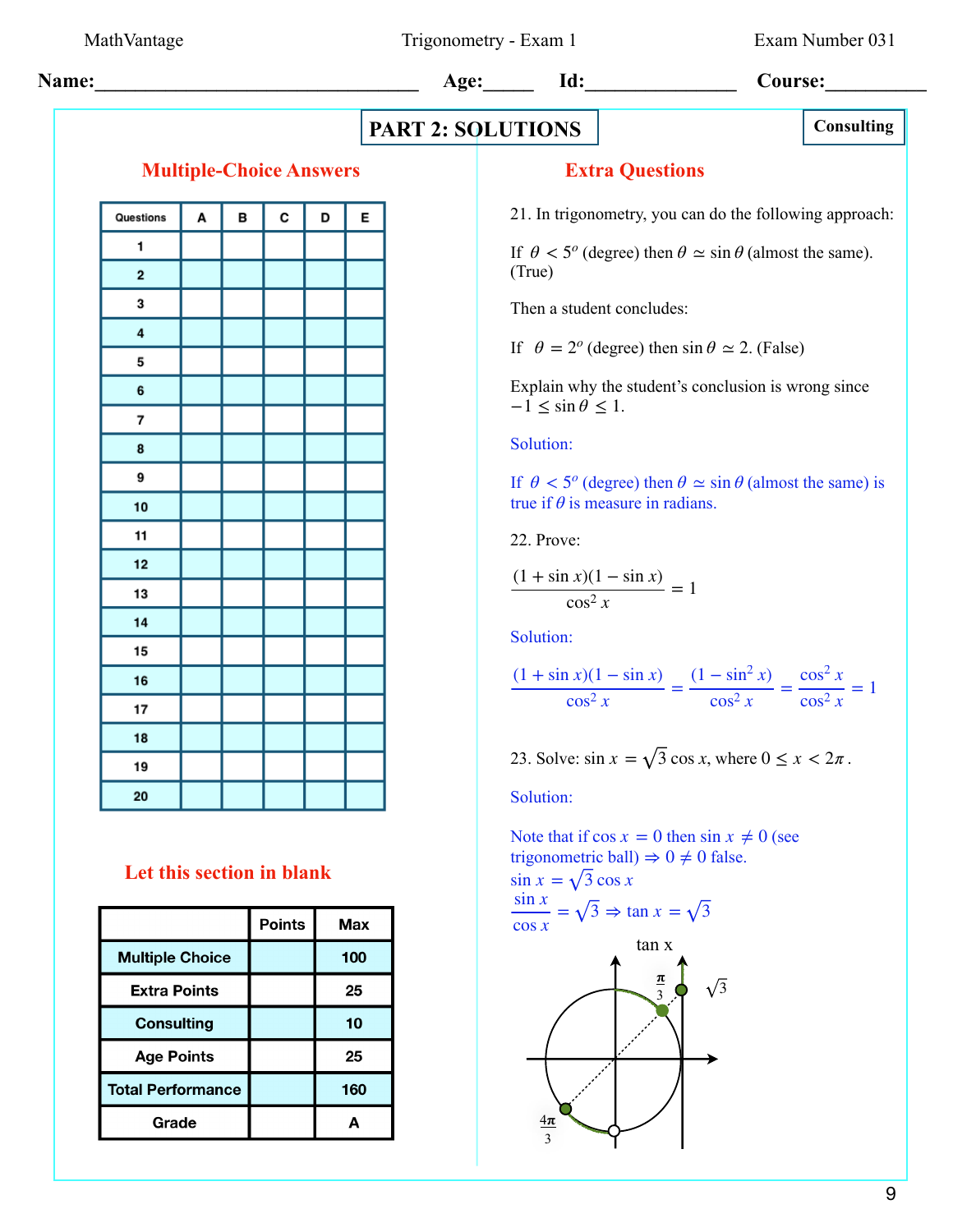Name:______________ Age:_____ Id:______________ Course:__________

## PART 2: SOLUTIONS

**Consulting**

### Multiple-Choice Answers

| Questions | A | B | C | D | E |
|---|---|---|---|---|---|
| 1 | | | | | |
| 2 | | | | | |
| 3 | | | | | |
| 4 | | | | | |
| 5 | | | | | |
| 6 | | | | | |
| 7 | | | | | |
| 8 | | | | | |
| 9 | | | | | |
| 10 | | | | | |
| 11 | | | | | |
| 12 | | | | | |
| 13 | | | | | |
| 14 | | | | | |
| 15 | | | | | |
| 16 | | | | | |
| 17 | | | | | |
| 18 | | | | | |
| 19 | | | | | |
| 20 | | | | | |

### Let this section in blank

| | Points | Max |
|---|---|---|
| Multiple Choice | | 100 |
| Extra Points | | 25 |
| Consulting | | 10 |
| Age Points | | 25 |
| Total Performance | | 160 |
| Grade | | A |

### Extra Questions

21. In trigonometry, you can do the following approach:

If $\theta < 5^o$ (degree) then $\theta \simeq \sin\theta$ (almost the same). (True)

Then a student concludes:

If $\theta = 2^o$ (degree) then $\sin\theta \simeq 2$. (False)

Explain why the student's conclusion is wrong since $-1 \leq \sin\theta \leq 1$.

Solution:

If $\theta < 5^o$ (degree) then $\theta \simeq \sin\theta$ (almost the same) is true if $\theta$ is measure in radians.

22. Prove:

$$\frac{(1+\sin x)(1-\sin x)}{\cos^2 x} = 1$$

Solution:

$$\frac{(1+\sin x)(1-\sin x)}{\cos^2 x} = \frac{(1-\sin^2 x)}{\cos^2 x} = \frac{\cos^2 x}{\cos^2 x} = 1$$

23. Solve: $\sin x = \sqrt{3}\cos x$, where $0 \leq x < 2\pi$.

Solution:

Note that if $\cos x = 0$ then $\sin x \neq 0$ (see trigonometric ball) $\Rightarrow 0 \neq 0$ false.

$\sin x = \sqrt{3}\cos x$

$\frac{\sin x}{\cos x} = \sqrt{3} \Rightarrow \tan x = \sqrt{3}$

tan x

$\frac{\pi}{3}$ $\quad \sqrt{3}$

$\frac{4\pi}{3}$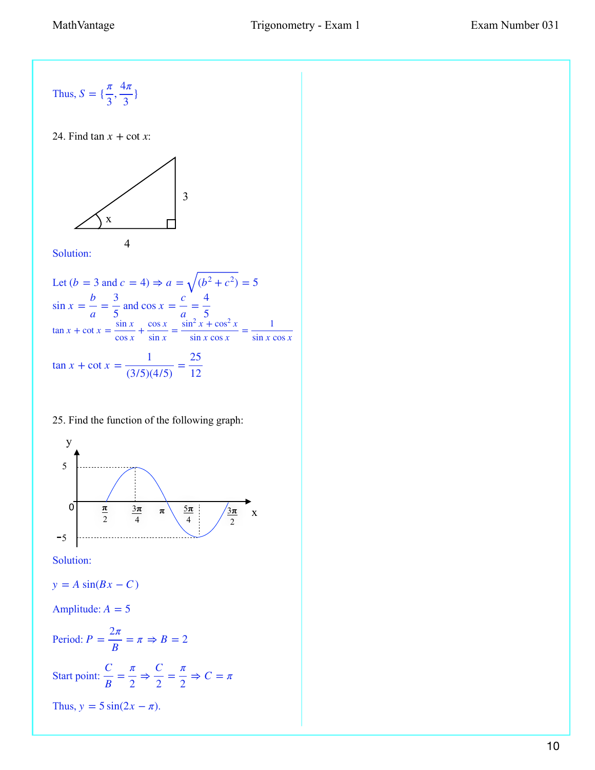Thus, $S = \{\frac{\pi}{3}, \frac{4\pi}{3}\}$

24. Find $\tan x + \cot x$:

3

x

4

Solution:

Let $(b = 3 \text{ and } c = 4) \Rightarrow a = \sqrt{(b^2 + c^2)} = 5$

$\sin x = \frac{b}{a} = \frac{3}{5}$ and $\cos x = \frac{c}{a} = \frac{4}{5}$

$\tan x + \cot x = \frac{\sin x}{\cos x} + \frac{\cos x}{\sin x} = \frac{\sin^2 x + \cos^2 x}{\sin x \cos x} = \frac{1}{\sin x \cos x}$

$\tan x + \cot x = \frac{1}{(3/5)(4/5)} = \frac{25}{12}$

25. Find the function of the following graph:

y

5

0

-5

$\frac{\pi}{2}$ $\frac{3\pi}{4}$ $\pi$ $\frac{5\pi}{4}$ $\frac{3\pi}{2}$ x

Solution:

$y = A \sin(Bx - C)$

Amplitude: $A = 5$

Period: $P = \frac{2\pi}{B} = \pi \Rightarrow B = 2$

Start point: $\frac{C}{B} = \frac{\pi}{2} \Rightarrow \frac{C}{2} = \frac{\pi}{2} \Rightarrow C = \pi$

Thus, $y = 5\sin(2x - \pi)$.